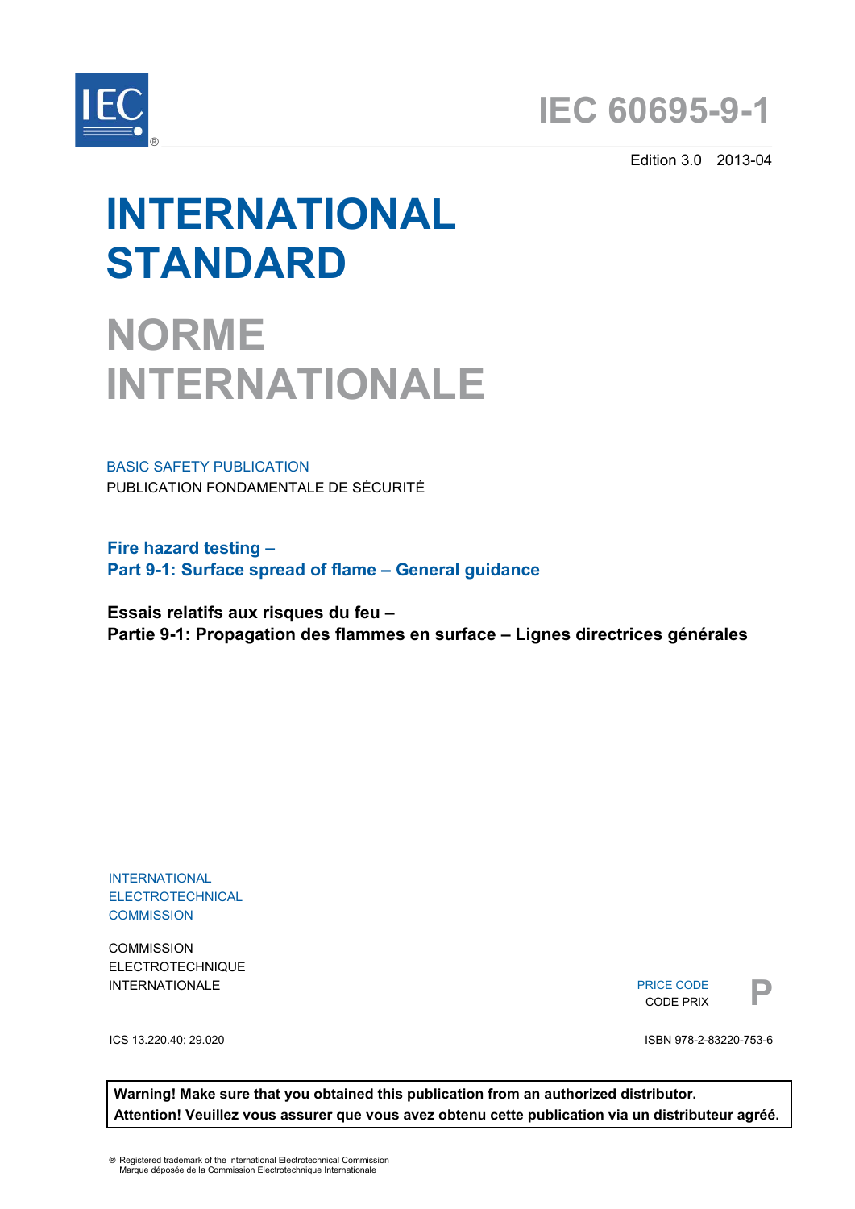# IEC 60695-9-1

Edition 3.0 2013-04

# INTERNATIONAL STANDARD

# NORME INTERNATIONALE

BASIC SAFETY PUBLICATION

PUBLICATION FONDAMENTALE DE SÉCURITÉ

**Fire hazard testing –**
**Part 9-1: Surface spread of flame – General guidance**

**Essais relatifs aux risques du feu –**
**Partie 9-1: Propagation des flammes en surface – Lignes directrices générales**

INTERNATIONAL ELECTROTECHNICAL COMMISSION

COMMISSION ELECTROTECHNIQUE INTERNATIONALE

PRICE CODE
CODE PRIX **P**

ICS 13.220.40; 29.020

ISBN 978-2-83220-753-6

**Warning! Make sure that you obtained this publication from an authorized distributor.**
**Attention! Veuillez vous assurer que vous avez obtenu cette publication via un distributeur agréé.**

® Registered trademark of the International Electrotechnical Commission
Marque déposée de la Commission Electrotechnique Internationale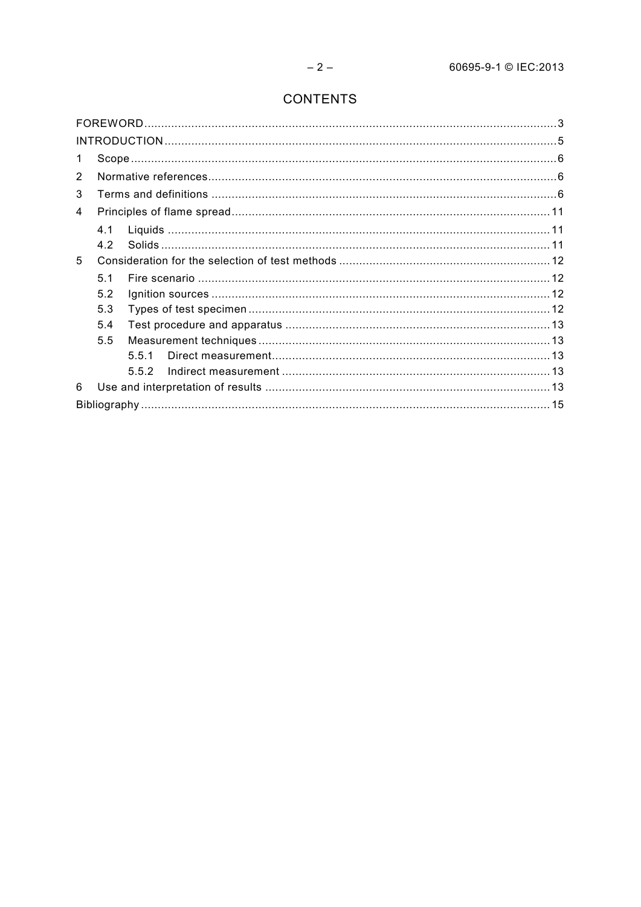# CONTENTS

FOREWORD ........ 3

INTRODUCTION ........ 5

1 Scope ........ 6

2 Normative references ........ 6

3 Terms and definitions ........ 6

4 Principles of flame spread ........ 11

 4.1 Liquids ........ 11

 4.2 Solids ........ 11

5 Consideration for the selection of test methods ........ 12

 5.1 Fire scenario ........ 12

 5.2 Ignition sources ........ 12

 5.3 Types of test specimen ........ 12

 5.4 Test procedure and apparatus ........ 13

 5.5 Measurement techniques ........ 13

  5.5.1 Direct measurement ........ 13

  5.5.2 Indirect measurement ........ 13

6 Use and interpretation of results ........ 13

Bibliography ........ 15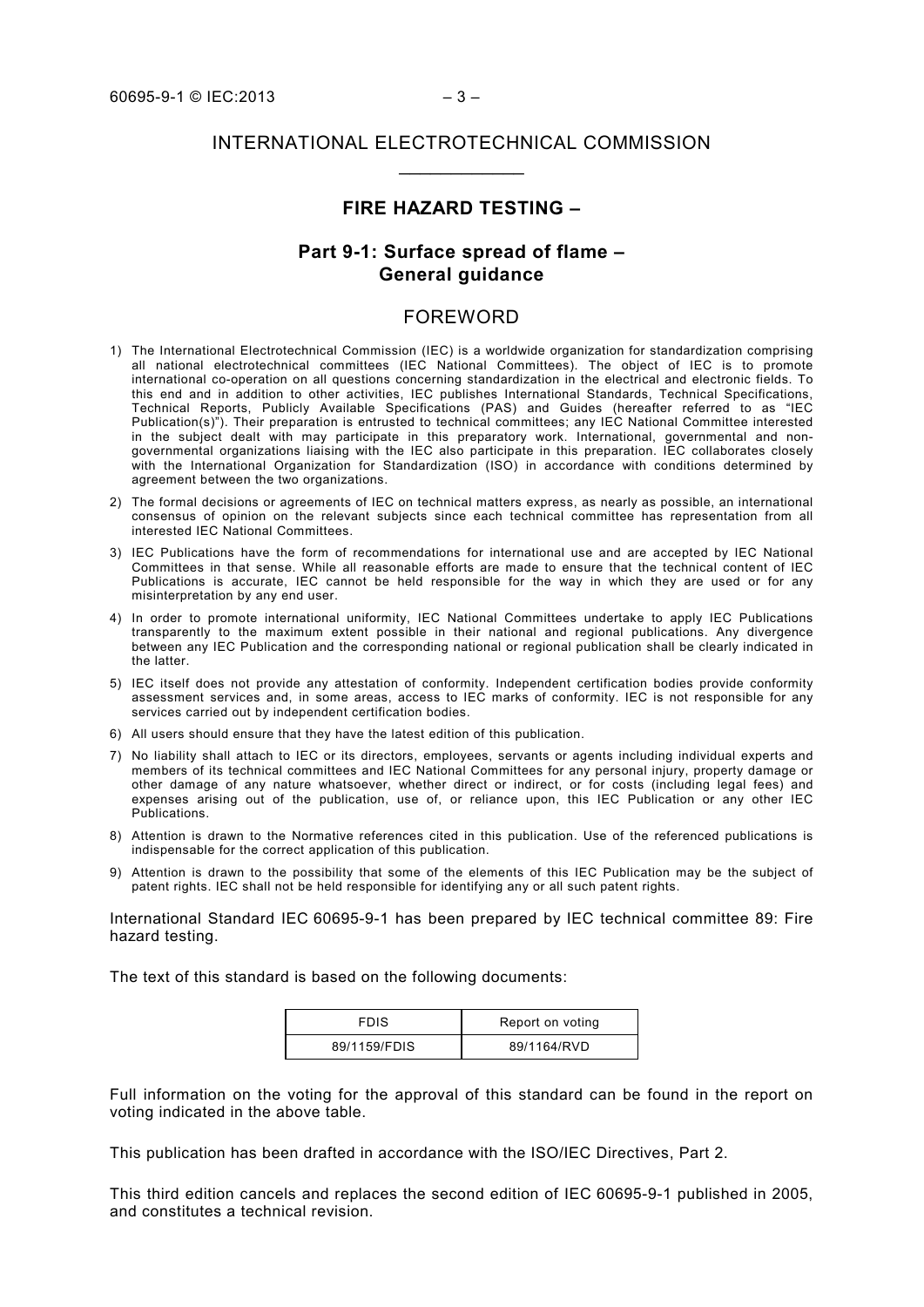# INTERNATIONAL ELECTROTECHNICAL COMMISSION

## FIRE HAZARD TESTING –

## Part 9-1: Surface spread of flame – General guidance

## FOREWORD

1) The International Electrotechnical Commission (IEC) is a worldwide organization for standardization comprising all national electrotechnical committees (IEC National Committees). The object of IEC is to promote international co-operation on all questions concerning standardization in the electrical and electronic fields. To this end and in addition to other activities, IEC publishes International Standards, Technical Specifications, Technical Reports, Publicly Available Specifications (PAS) and Guides (hereafter referred to as "IEC Publication(s)"). Their preparation is entrusted to technical committees; any IEC National Committee interested in the subject dealt with may participate in this preparatory work. International, governmental and non-governmental organizations liaising with the IEC also participate in this preparation. IEC collaborates closely with the International Organization for Standardization (ISO) in accordance with conditions determined by agreement between the two organizations.
2) The formal decisions or agreements of IEC on technical matters express, as nearly as possible, an international consensus of opinion on the relevant subjects since each technical committee has representation from all interested IEC National Committees.
3) IEC Publications have the form of recommendations for international use and are accepted by IEC National Committees in that sense. While all reasonable efforts are made to ensure that the technical content of IEC Publications is accurate, IEC cannot be held responsible for the way in which they are used or for any misinterpretation by any end user.
4) In order to promote international uniformity, IEC National Committees undertake to apply IEC Publications transparently to the maximum extent possible in their national and regional publications. Any divergence between any IEC Publication and the corresponding national or regional publication shall be clearly indicated in the latter.
5) IEC itself does not provide any attestation of conformity. Independent certification bodies provide conformity assessment services and, in some areas, access to IEC marks of conformity. IEC is not responsible for any services carried out by independent certification bodies.
6) All users should ensure that they have the latest edition of this publication.
7) No liability shall attach to IEC or its directors, employees, servants or agents including individual experts and members of its technical committees and IEC National Committees for any personal injury, property damage or other damage of any nature whatsoever, whether direct or indirect, or for costs (including legal fees) and expenses arising out of the publication, use of, or reliance upon, this IEC Publication or any other IEC Publications.
8) Attention is drawn to the Normative references cited in this publication. Use of the referenced publications is indispensable for the correct application of this publication.
9) Attention is drawn to the possibility that some of the elements of this IEC Publication may be the subject of patent rights. IEC shall not be held responsible for identifying any or all such patent rights.

International Standard IEC 60695-9-1 has been prepared by IEC technical committee 89: Fire hazard testing.

The text of this standard is based on the following documents:

| FDIS | Report on voting |
|---|---|
| 89/1159/FDIS | 89/1164/RVD |

Full information on the voting for the approval of this standard can be found in the report on voting indicated in the above table.

This publication has been drafted in accordance with the ISO/IEC Directives, Part 2.

This third edition cancels and replaces the second edition of IEC 60695-9-1 published in 2005, and constitutes a technical revision.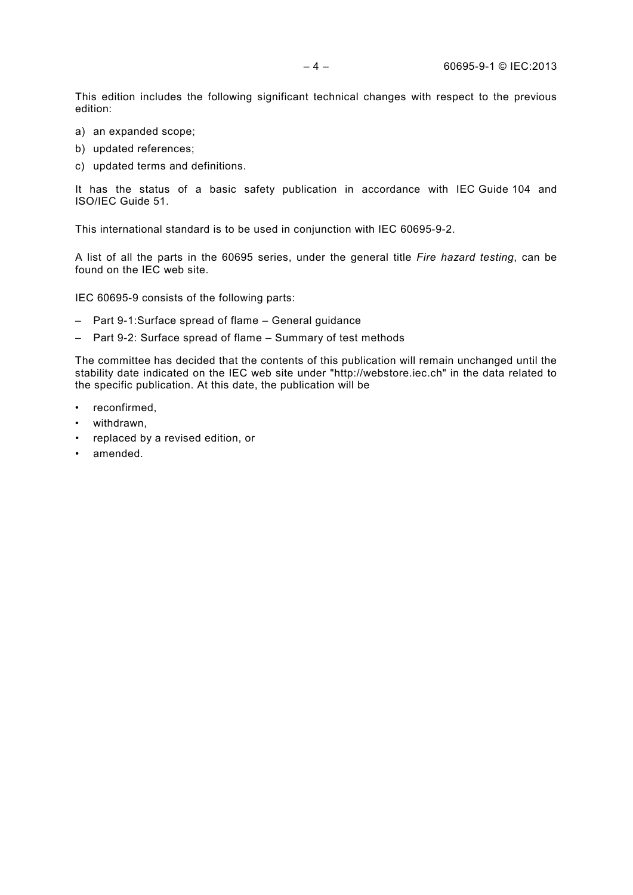This edition includes the following significant technical changes with respect to the previous edition:

a) an expanded scope;
b) updated references;
c) updated terms and definitions.

It has the status of a basic safety publication in accordance with IEC Guide 104 and ISO/IEC Guide 51.

This international standard is to be used in conjunction with IEC 60695-9-2.

A list of all the parts in the 60695 series, under the general title *Fire hazard testing*, can be found on the IEC web site.

IEC 60695-9 consists of the following parts:

– Part 9-1:Surface spread of flame – General guidance
– Part 9-2: Surface spread of flame – Summary of test methods

The committee has decided that the contents of this publication will remain unchanged until the stability date indicated on the IEC web site under "http://webstore.iec.ch" in the data related to the specific publication. At this date, the publication will be

- reconfirmed,
- withdrawn,
- replaced by a revised edition, or
- amended.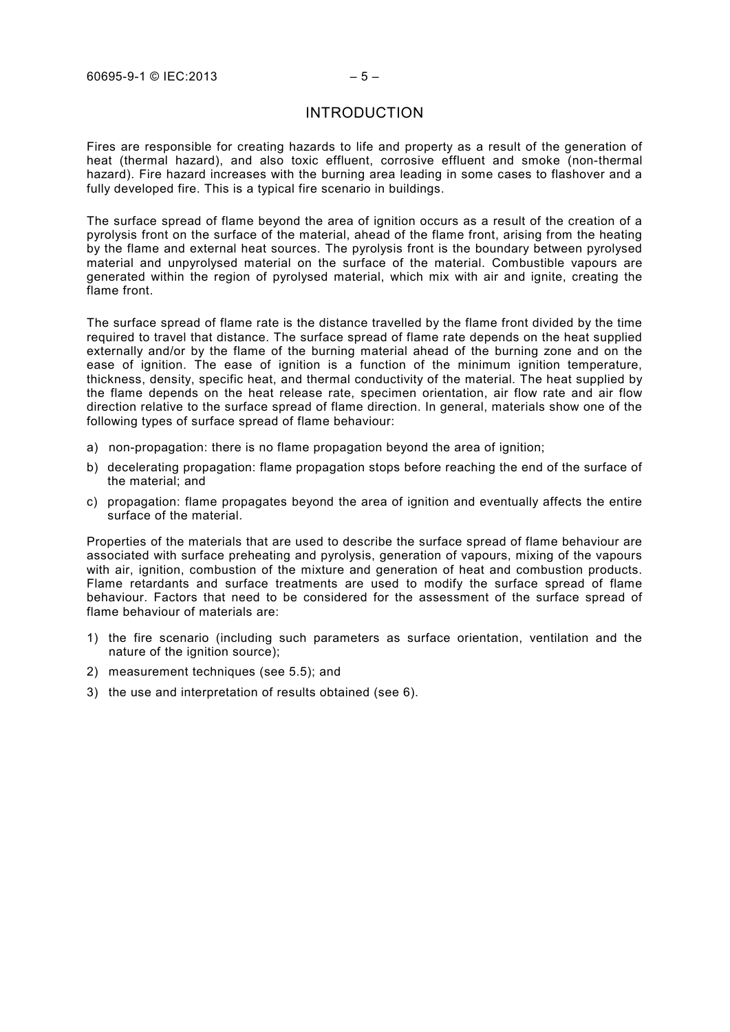# INTRODUCTION

Fires are responsible for creating hazards to life and property as a result of the generation of heat (thermal hazard), and also toxic effluent, corrosive effluent and smoke (non-thermal hazard). Fire hazard increases with the burning area leading in some cases to flashover and a fully developed fire. This is a typical fire scenario in buildings.

The surface spread of flame beyond the area of ignition occurs as a result of the creation of a pyrolysis front on the surface of the material, ahead of the flame front, arising from the heating by the flame and external heat sources. The pyrolysis front is the boundary between pyrolysed material and unpyrolysed material on the surface of the material. Combustible vapours are generated within the region of pyrolysed material, which mix with air and ignite, creating the flame front.

The surface spread of flame rate is the distance travelled by the flame front divided by the time required to travel that distance. The surface spread of flame rate depends on the heat supplied externally and/or by the flame of the burning material ahead of the burning zone and on the ease of ignition. The ease of ignition is a function of the minimum ignition temperature, thickness, density, specific heat, and thermal conductivity of the material. The heat supplied by the flame depends on the heat release rate, specimen orientation, air flow rate and air flow direction relative to the surface spread of flame direction. In general, materials show one of the following types of surface spread of flame behaviour:

a) non-propagation: there is no flame propagation beyond the area of ignition;
b) decelerating propagation: flame propagation stops before reaching the end of the surface of the material; and
c) propagation: flame propagates beyond the area of ignition and eventually affects the entire surface of the material.

Properties of the materials that are used to describe the surface spread of flame behaviour are associated with surface preheating and pyrolysis, generation of vapours, mixing of the vapours with air, ignition, combustion of the mixture and generation of heat and combustion products. Flame retardants and surface treatments are used to modify the surface spread of flame behaviour. Factors that need to be considered for the assessment of the surface spread of flame behaviour of materials are:

1) the fire scenario (including such parameters as surface orientation, ventilation and the nature of the ignition source);
2) measurement techniques (see 5.5); and
3) the use and interpretation of results obtained (see 6).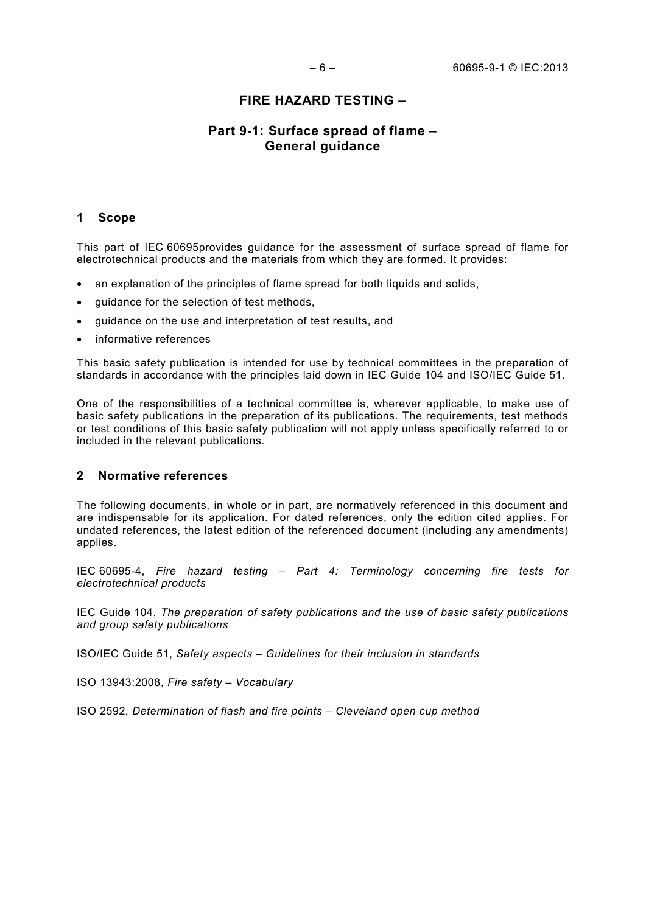# FIRE HAZARD TESTING –

## Part 9-1: Surface spread of flame – General guidance

## 1 Scope

This part of IEC 60695provides guidance for the assessment of surface spread of flame for electrotechnical products and the materials from which they are formed. It provides:

- an explanation of the principles of flame spread for both liquids and solids,
- guidance for the selection of test methods,
- guidance on the use and interpretation of test results, and
- informative references

This basic safety publication is intended for use by technical committees in the preparation of standards in accordance with the principles laid down in IEC Guide 104 and ISO/IEC Guide 51.

One of the responsibilities of a technical committee is, wherever applicable, to make use of basic safety publications in the preparation of its publications. The requirements, test methods or test conditions of this basic safety publication will not apply unless specifically referred to or included in the relevant publications.

## 2 Normative references

The following documents, in whole or in part, are normatively referenced in this document and are indispensable for its application. For dated references, only the edition cited applies. For undated references, the latest edition of the referenced document (including any amendments) applies.

IEC 60695-4, *Fire hazard testing – Part 4: Terminology concerning fire tests for electrotechnical products*

IEC Guide 104, *The preparation of safety publications and the use of basic safety publications and group safety publications*

ISO/IEC Guide 51, *Safety aspects – Guidelines for their inclusion in standards*

ISO 13943:2008, *Fire safety – Vocabulary*

ISO 2592, *Determination of flash and fire points – Cleveland open cup method*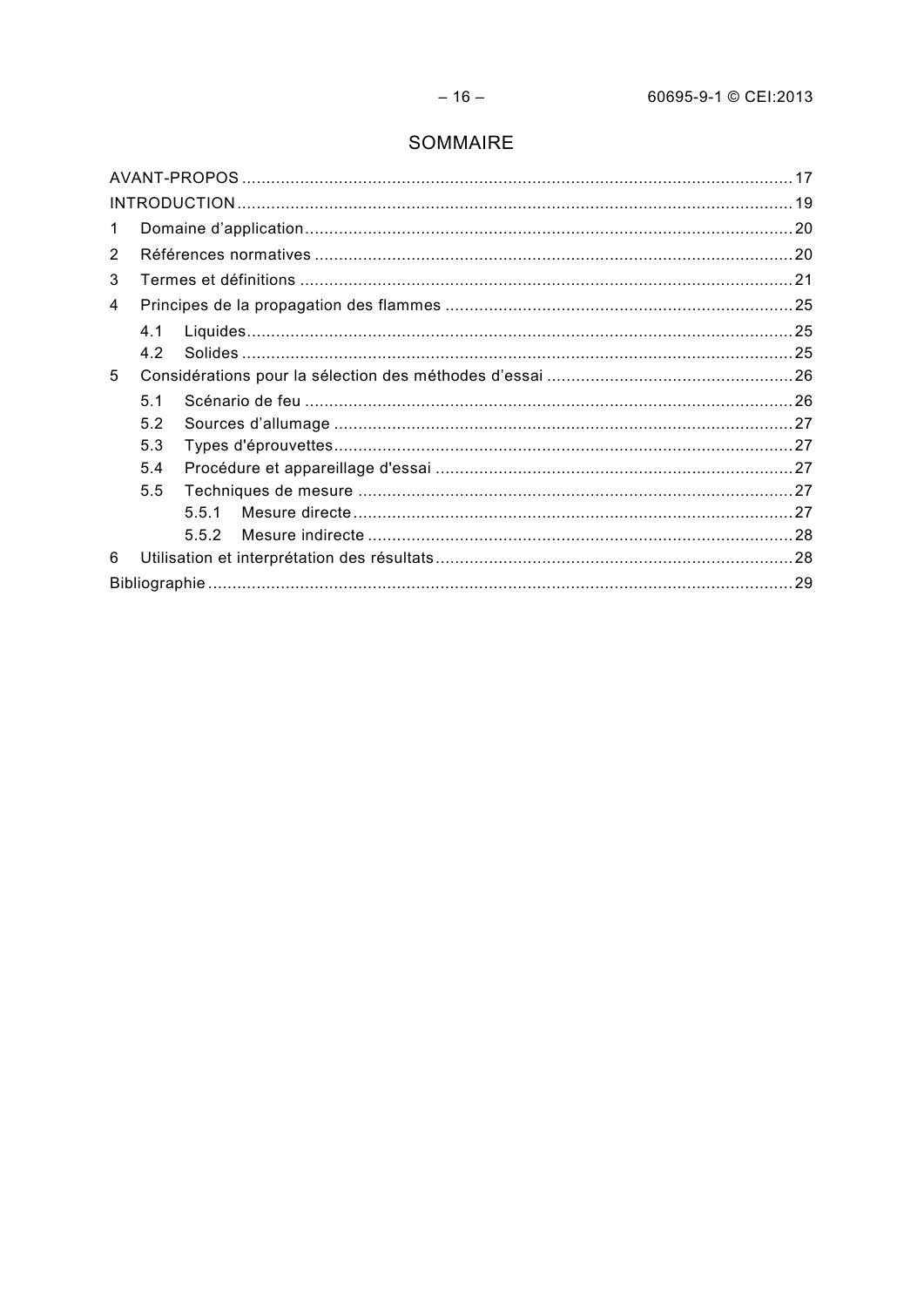# SOMMAIRE

AVANT-PROPOS .......... 17
INTRODUCTION .......... 19
1 Domaine d'application .......... 20
2 Références normatives .......... 20
3 Termes et définitions .......... 21
4 Principes de la propagation des flammes .......... 25
  4.1 Liquides .......... 25
  4.2 Solides .......... 25
5 Considérations pour la sélection des méthodes d'essai .......... 26
  5.1 Scénario de feu .......... 26
  5.2 Sources d'allumage .......... 27
  5.3 Types d'éprouvettes .......... 27
  5.4 Procédure et appareillage d'essai .......... 27
  5.5 Techniques de mesure .......... 27
    5.5.1 Mesure directe .......... 27
    5.5.2 Mesure indirecte .......... 28
6 Utilisation et interprétation des résultats .......... 28
Bibliographie .......... 29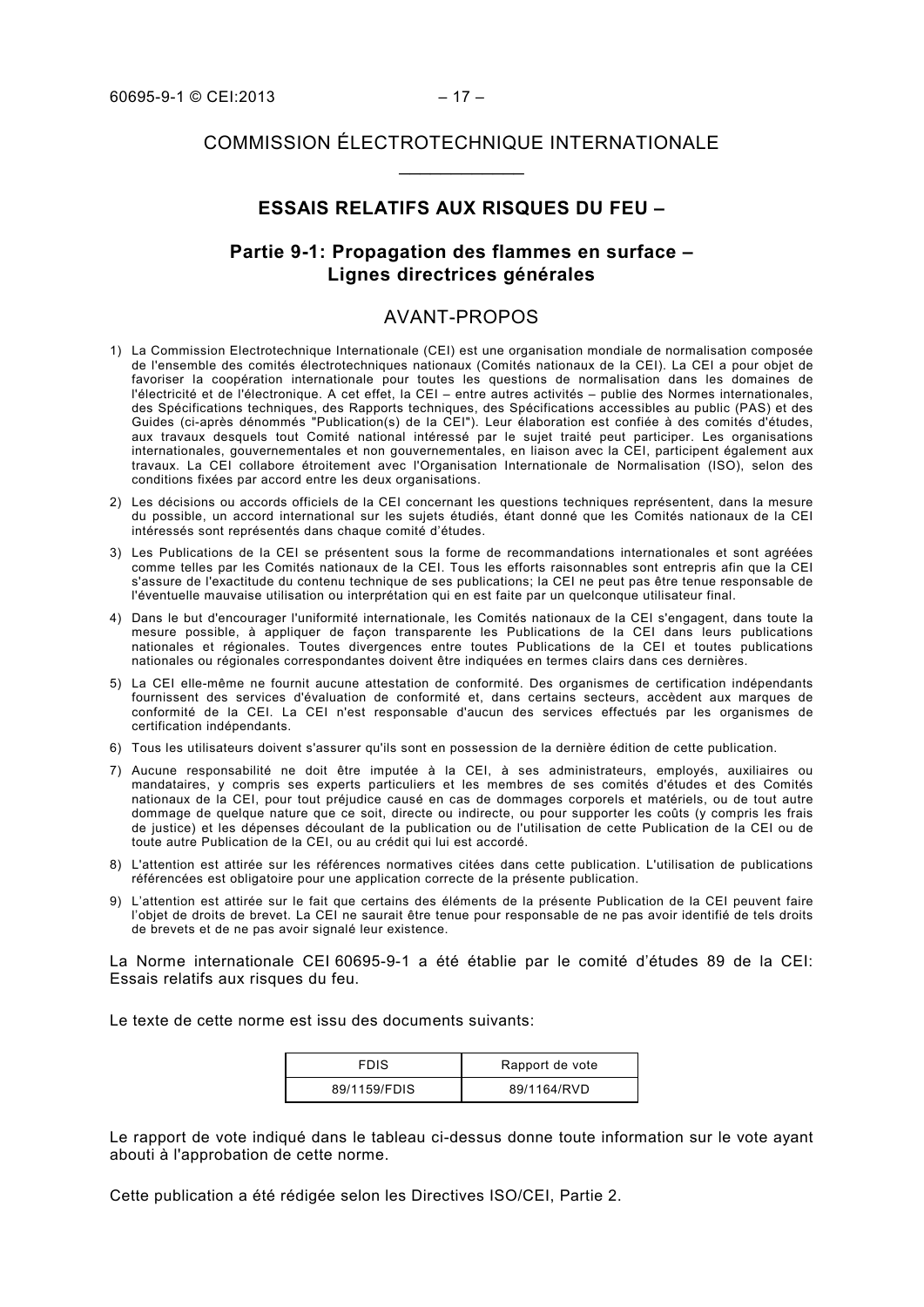COMMISSION ÉLECTROTECHNIQUE INTERNATIONALE

\_\_\_\_\_\_\_\_\_\_\_\_

# ESSAIS RELATIFS AUX RISQUES DU FEU –

## Partie 9-1: Propagation des flammes en surface – Lignes directrices générales

## AVANT-PROPOS

1) La Commission Electrotechnique Internationale (CEI) est une organisation mondiale de normalisation composée de l'ensemble des comités électrotechniques nationaux (Comités nationaux de la CEI). La CEI a pour objet de favoriser la coopération internationale pour toutes les questions de normalisation dans les domaines de l'électricité et de l'électronique. A cet effet, la CEI – entre autres activités – publie des Normes internationales, des Spécifications techniques, des Rapports techniques, des Spécifications accessibles au public (PAS) et des Guides (ci-après dénommés "Publication(s) de la CEI"). Leur élaboration est confiée à des comités d'études, aux travaux desquels tout Comité national intéressé par le sujet traité peut participer. Les organisations internationales, gouvernementales et non gouvernementales, en liaison avec la CEI, participent également aux travaux. La CEI collabore étroitement avec l'Organisation Internationale de Normalisation (ISO), selon des conditions fixées par accord entre les deux organisations.
2) Les décisions ou accords officiels de la CEI concernant les questions techniques représentent, dans la mesure du possible, un accord international sur les sujets étudiés, étant donné que les Comités nationaux de la CEI intéressés sont représentés dans chaque comité d'études.
3) Les Publications de la CEI se présentent sous la forme de recommandations internationales et sont agréées comme telles par les Comités nationaux de la CEI. Tous les efforts raisonnables sont entrepris afin que la CEI s'assure de l'exactitude du contenu technique de ses publications; la CEI ne peut pas être tenue responsable de l'éventuelle mauvaise utilisation ou interprétation qui en est faite par un quelconque utilisateur final.
4) Dans le but d'encourager l'uniformité internationale, les Comités nationaux de la CEI s'engagent, dans toute la mesure possible, à appliquer de façon transparente les Publications de la CEI dans leurs publications nationales et régionales. Toutes divergences entre toutes Publications de la CEI et toutes publications nationales ou régionales correspondantes doivent être indiquées en termes clairs dans ces dernières.
5) La CEI elle-même ne fournit aucune attestation de conformité. Des organismes de certification indépendants fournissent des services d'évaluation de conformité et, dans certains secteurs, accèdent aux marques de conformité de la CEI. La CEI n'est responsable d'aucun des services effectués par les organismes de certification indépendants.
6) Tous les utilisateurs doivent s'assurer qu'ils sont en possession de la dernière édition de cette publication.
7) Aucune responsabilité ne doit être imputée à la CEI, à ses administrateurs, employés, auxiliaires ou mandataires, y compris ses experts particuliers et les membres de ses comités d'études et des Comités nationaux de la CEI, pour tout préjudice causé en cas de dommages corporels et matériels, ou de tout autre dommage de quelque nature que ce soit, directe ou indirecte, ou pour supporter les coûts (y compris les frais de justice) et les dépenses découlant de la publication ou de l'utilisation de cette Publication de la CEI ou de toute autre Publication de la CEI, ou au crédit qui lui est accordé.
8) L'attention est attirée sur les références normatives citées dans cette publication. L'utilisation de publications référencées est obligatoire pour une application correcte de la présente publication.
9) L'attention est attirée sur le fait que certains des éléments de la présente Publication de la CEI peuvent faire l'objet de droits de brevet. La CEI ne saurait être tenue pour responsable de ne pas avoir identifié de tels droits de brevets et de ne pas avoir signalé leur existence.

La Norme internationale CEI 60695-9-1 a été établie par le comité d'études 89 de la CEI: Essais relatifs aux risques du feu.

Le texte de cette norme est issu des documents suivants:

| FDIS | Rapport de vote |
|---|---|
| 89/1159/FDIS | 89/1164/RVD |

Le rapport de vote indiqué dans le tableau ci-dessus donne toute information sur le vote ayant abouti à l'approbation de cette norme.

Cette publication a été rédigée selon les Directives ISO/CEI, Partie 2.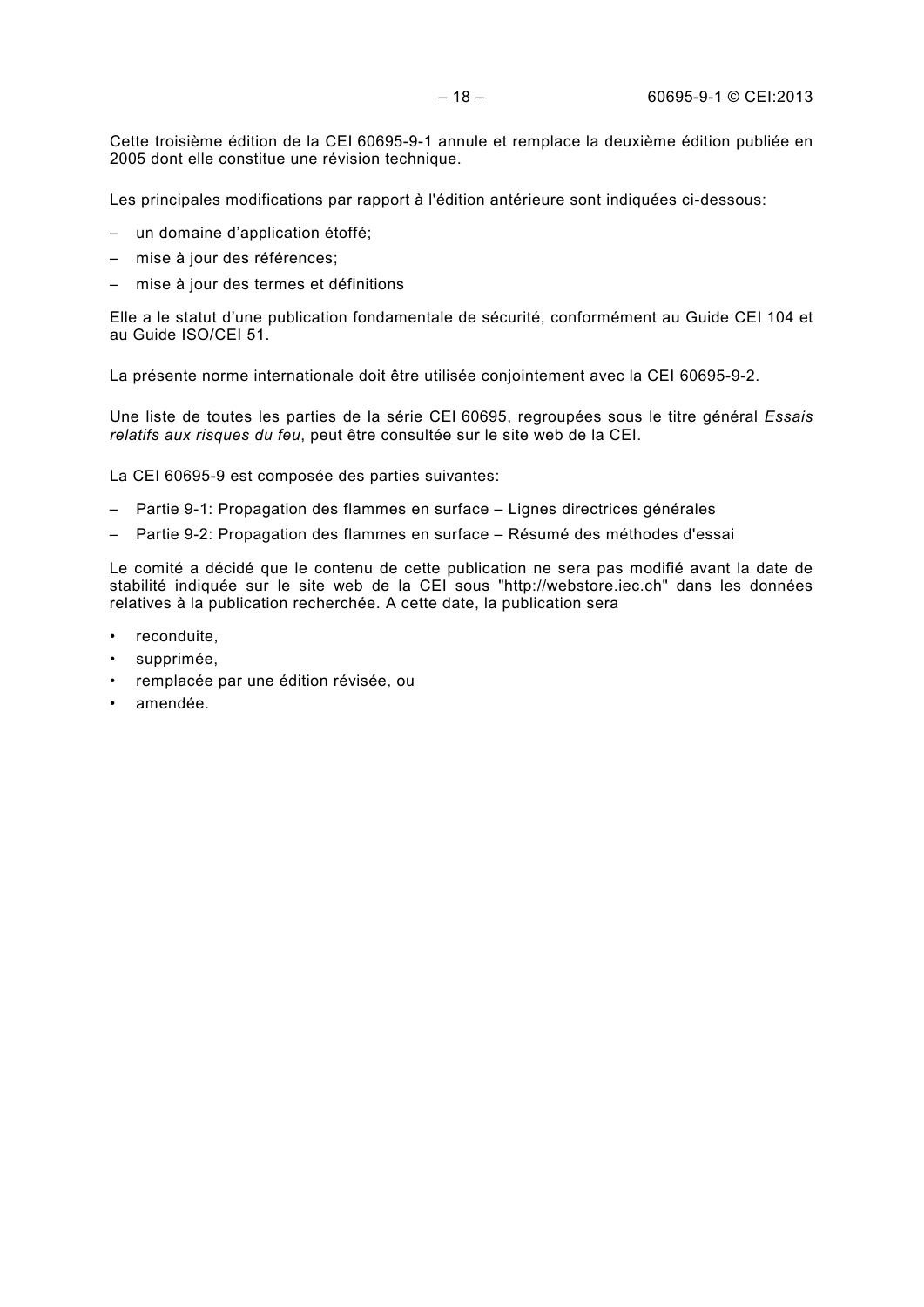Cette troisième édition de la CEI 60695-9-1 annule et remplace la deuxième édition publiée en 2005 dont elle constitue une révision technique.

Les principales modifications par rapport à l'édition antérieure sont indiquées ci-dessous:

– un domaine d'application étoffé;
– mise à jour des références;
– mise à jour des termes et définitions

Elle a le statut d'une publication fondamentale de sécurité, conformément au Guide CEI 104 et au Guide ISO/CEI 51.

La présente norme internationale doit être utilisée conjointement avec la CEI 60695-9-2.

Une liste de toutes les parties de la série CEI 60695, regroupées sous le titre général *Essais relatifs aux risques du feu*, peut être consultée sur le site web de la CEI.

La CEI 60695-9 est composée des parties suivantes:

– Partie 9-1: Propagation des flammes en surface – Lignes directrices générales
– Partie 9-2: Propagation des flammes en surface – Résumé des méthodes d'essai

Le comité a décidé que le contenu de cette publication ne sera pas modifié avant la date de stabilité indiquée sur le site web de la CEI sous "http://webstore.iec.ch" dans les données relatives à la publication recherchée. A cette date, la publication sera

• reconduite,
• supprimée,
• remplacée par une édition révisée, ou
• amendée.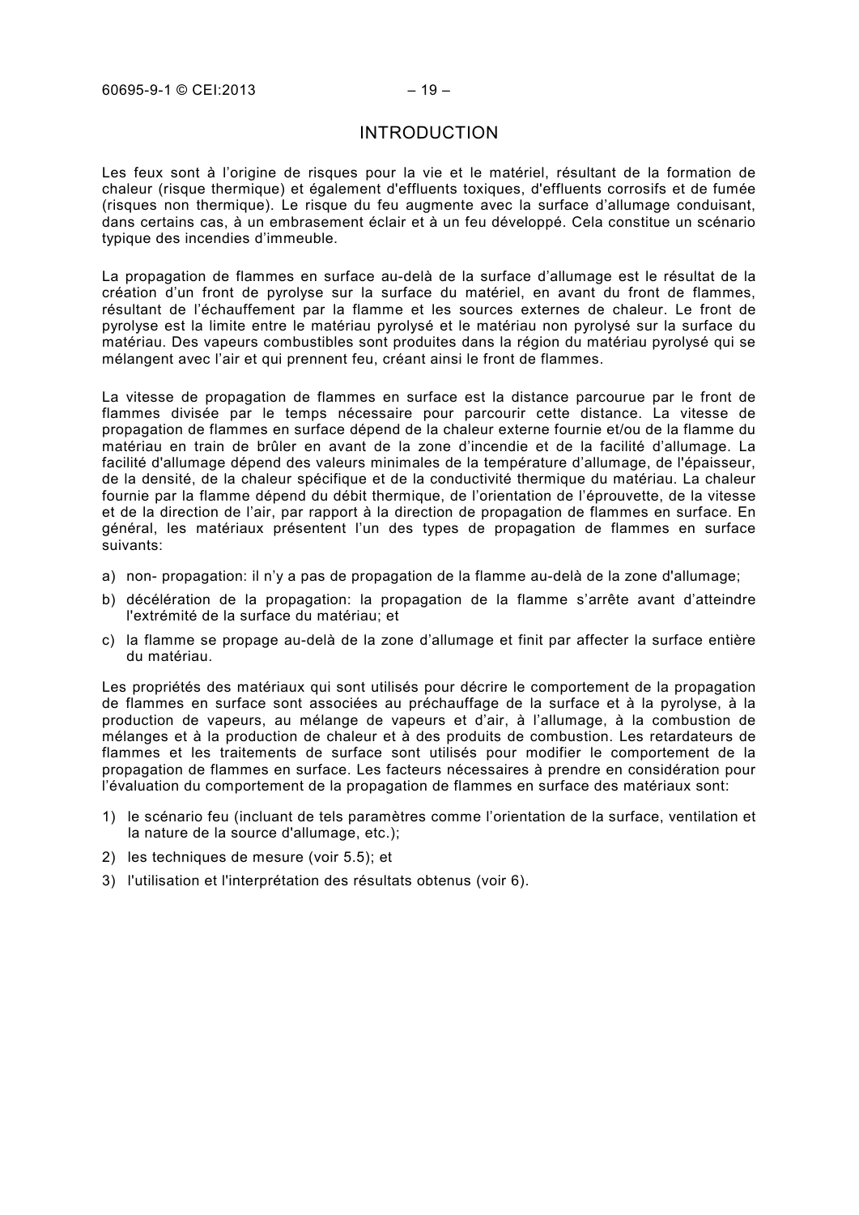# INTRODUCTION

Les feux sont à l'origine de risques pour la vie et le matériel, résultant de la formation de chaleur (risque thermique) et également d'effluents toxiques, d'effluents corrosifs et de fumée (risques non thermique). Le risque du feu augmente avec la surface d'allumage conduisant, dans certains cas, à un embrasement éclair et à un feu développé. Cela constitue un scénario typique des incendies d'immeuble.

La propagation de flammes en surface au-delà de la surface d'allumage est le résultat de la création d'un front de pyrolyse sur la surface du matériel, en avant du front de flammes, résultant de l'échauffement par la flamme et les sources externes de chaleur. Le front de pyrolyse est la limite entre le matériau pyrolysé et le matériau non pyrolysé sur la surface du matériau. Des vapeurs combustibles sont produites dans la région du matériau pyrolysé qui se mélangent avec l'air et qui prennent feu, créant ainsi le front de flammes.

La vitesse de propagation de flammes en surface est la distance parcourue par le front de flammes divisée par le temps nécessaire pour parcourir cette distance. La vitesse de propagation de flammes en surface dépend de la chaleur externe fournie et/ou de la flamme du matériau en train de brûler en avant de la zone d'incendie et de la facilité d'allumage. La facilité d'allumage dépend des valeurs minimales de la température d'allumage, de l'épaisseur, de la densité, de la chaleur spécifique et de la conductivité thermique du matériau. La chaleur fournie par la flamme dépend du débit thermique, de l'orientation de l'éprouvette, de la vitesse et de la direction de l'air, par rapport à la direction de propagation de flammes en surface. En général, les matériaux présentent l'un des types de propagation de flammes en surface suivants:

a) non- propagation: il n'y a pas de propagation de la flamme au-delà de la zone d'allumage;
b) décélération de la propagation: la propagation de la flamme s'arrête avant d'atteindre l'extrémité de la surface du matériau; et
c) la flamme se propage au-delà de la zone d'allumage et finit par affecter la surface entière du matériau.

Les propriétés des matériaux qui sont utilisés pour décrire le comportement de la propagation de flammes en surface sont associées au préchauffage de la surface et à la pyrolyse, à la production de vapeurs, au mélange de vapeurs et d'air, à l'allumage, à la combustion de mélanges et à la production de chaleur et à des produits de combustion. Les retardateurs de flammes et les traitements de surface sont utilisés pour modifier le comportement de la propagation de flammes en surface. Les facteurs nécessaires à prendre en considération pour l'évaluation du comportement de la propagation de flammes en surface des matériaux sont:

1) le scénario feu (incluant de tels paramètres comme l'orientation de la surface, ventilation et la nature de la source d'allumage, etc.);
2) les techniques de mesure (voir 5.5); et
3) l'utilisation et l'interprétation des résultats obtenus (voir 6).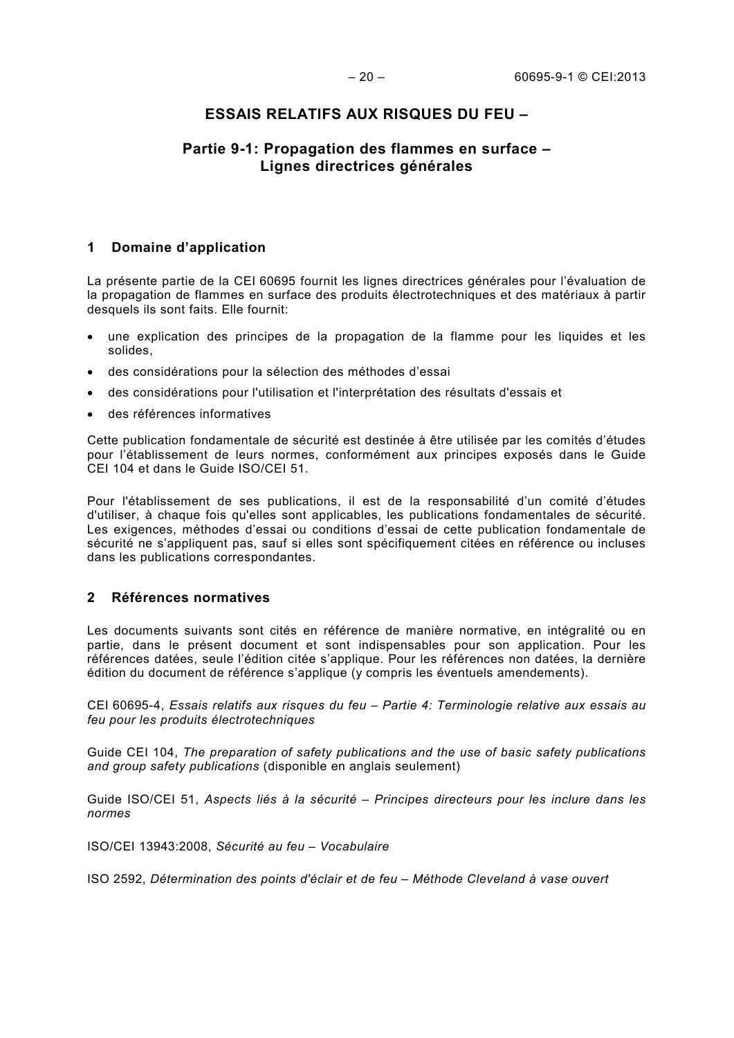# ESSAIS RELATIFS AUX RISQUES DU FEU –

## Partie 9-1: Propagation des flammes en surface – Lignes directrices générales

## 1 Domaine d'application

La présente partie de la CEI 60695 fournit les lignes directrices générales pour l'évaluation de la propagation de flammes en surface des produits électrotechniques et des matériaux à partir desquels ils sont faits. Elle fournit:

- une explication des principes de la propagation de la flamme pour les liquides et les solides,
- des considérations pour la sélection des méthodes d'essai
- des considérations pour l'utilisation et l'interprétation des résultats d'essais et
- des références informatives

Cette publication fondamentale de sécurité est destinée à être utilisée par les comités d'études pour l'établissement de leurs normes, conformément aux principes exposés dans le Guide CEI 104 et dans le Guide ISO/CEI 51.

Pour l'établissement de ses publications, il est de la responsabilité d'un comité d'études d'utiliser, à chaque fois qu'elles sont applicables, les publications fondamentales de sécurité. Les exigences, méthodes d'essai ou conditions d'essai de cette publication fondamentale de sécurité ne s'appliquent pas, sauf si elles sont spécifiquement citées en référence ou incluses dans les publications correspondantes.

## 2 Références normatives

Les documents suivants sont cités en référence de manière normative, en intégralité ou en partie, dans le présent document et sont indispensables pour son application. Pour les références datées, seule l'édition citée s'applique. Pour les références non datées, la dernière édition du document de référence s'applique (y compris les éventuels amendements).

CEI 60695-4, *Essais relatifs aux risques du feu – Partie 4: Terminologie relative aux essais au feu pour les produits électrotechniques*

Guide CEI 104, *The preparation of safety publications and the use of basic safety publications and group safety publications* (disponible en anglais seulement)

Guide ISO/CEI 51, *Aspects liés à la sécurité – Principes directeurs pour les inclure dans les normes*

ISO/CEI 13943:2008, *Sécurité au feu – Vocabulaire*

ISO 2592, *Détermination des points d'éclair et de feu – Méthode Cleveland à vase ouvert*